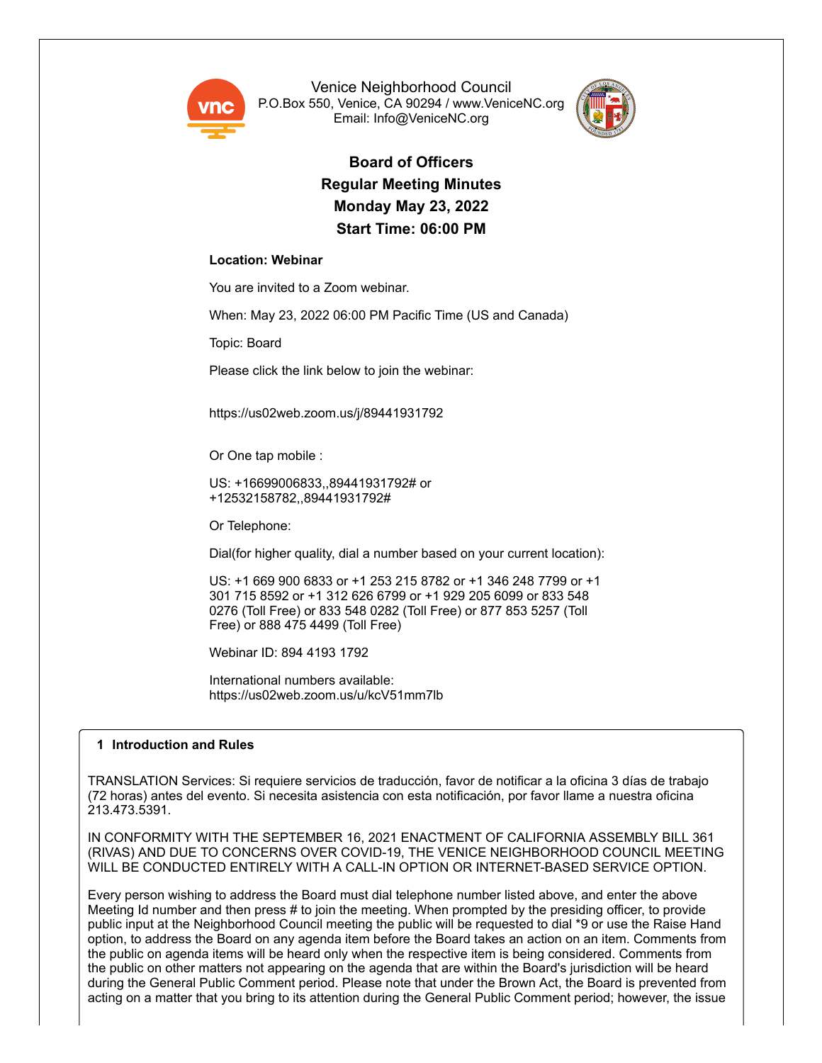Venice Neighborhood Council
P.O.Box 550, Venice, CA 90294 / www.VeniceNC.org
Email: Info@VeniceNC.org

# Board of Officers
## Regular Meeting Minutes
## Monday May 23, 2022
## Start Time: 06:00 PM

**Location: Webinar**

You are invited to a Zoom webinar.

When: May 23, 2022 06:00 PM Pacific Time (US and Canada)

Topic: Board

Please click the link below to join the webinar:

https://us02web.zoom.us/j/89441931792

Or One tap mobile :

US: +16699006833,,89441931792# or +12532158782,,89441931792#

Or Telephone:

Dial(for higher quality, dial a number based on your current location):

US: +1 669 900 6833 or +1 253 215 8782 or +1 346 248 7799 or +1 301 715 8592 or +1 312 626 6799 or +1 929 205 6099 or 833 548 0276 (Toll Free) or 833 548 0282 (Toll Free) or 877 853 5257 (Toll Free) or 888 475 4499 (Toll Free)

Webinar ID: 894 4193 1792

International numbers available: https://us02web.zoom.us/u/kcV51mm7lb

### 1 Introduction and Rules

TRANSLATION Services: Si requiere servicios de traducción, favor de notificar a la oficina 3 días de trabajo (72 horas) antes del evento. Si necesita asistencia con esta notificación, por favor llame a nuestra oficina 213.473.5391.

IN CONFORMITY WITH THE SEPTEMBER 16, 2021 ENACTMENT OF CALIFORNIA ASSEMBLY BILL 361 (RIVAS) AND DUE TO CONCERNS OVER COVID-19, THE VENICE NEIGHBORHOOD COUNCIL MEETING WILL BE CONDUCTED ENTIRELY WITH A CALL-IN OPTION OR INTERNET-BASED SERVICE OPTION.

Every person wishing to address the Board must dial telephone number listed above, and enter the above Meeting Id number and then press # to join the meeting. When prompted by the presiding officer, to provide public input at the Neighborhood Council meeting the public will be requested to dial *9 or use the Raise Hand option, to address the Board on any agenda item before the Board takes an action on an item. Comments from the public on agenda items will be heard only when the respective item is being considered. Comments from the public on other matters not appearing on the agenda that are within the Board's jurisdiction will be heard during the General Public Comment period. Please note that under the Brown Act, the Board is prevented from acting on a matter that you bring to its attention during the General Public Comment period; however, the issue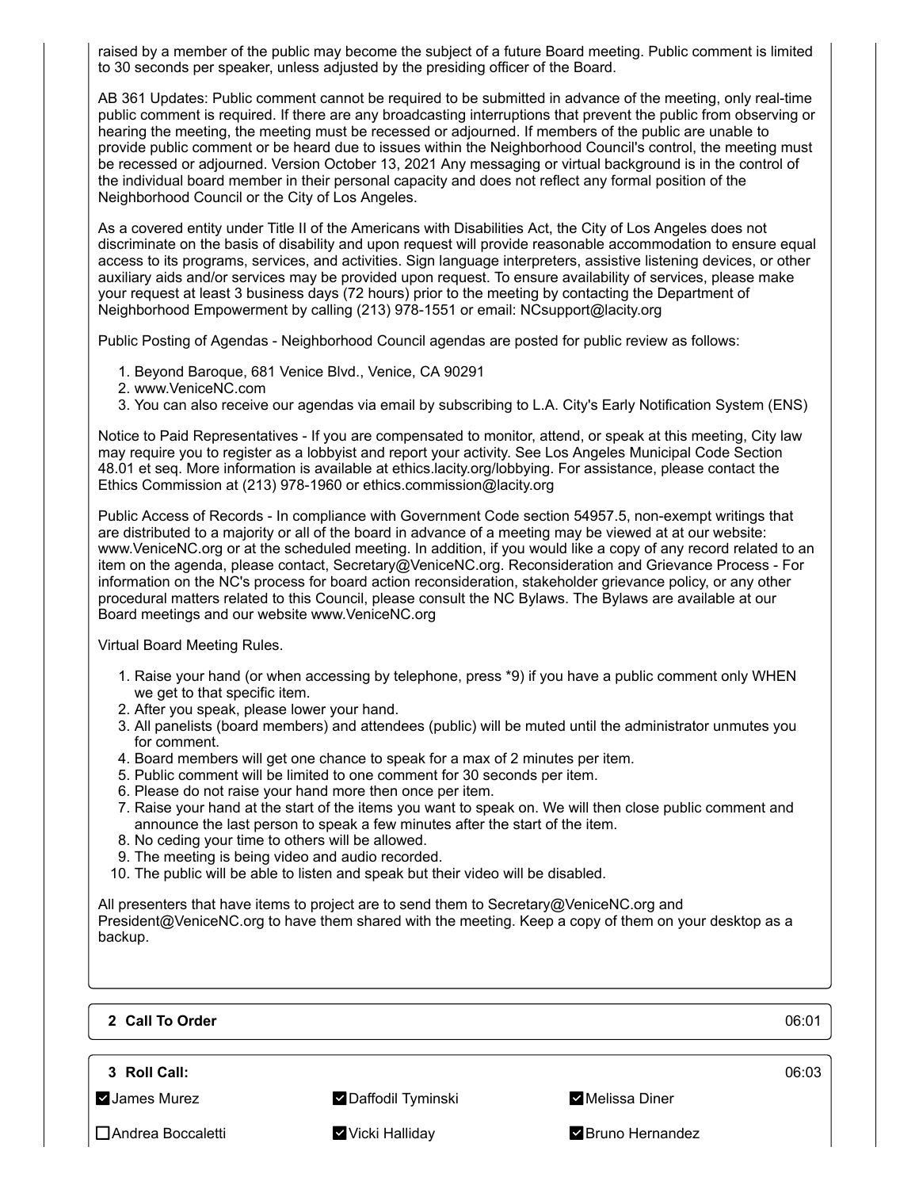raised by a member of the public may become the subject of a future Board meeting. Public comment is limited to 30 seconds per speaker, unless adjusted by the presiding officer of the Board.

AB 361 Updates: Public comment cannot be required to be submitted in advance of the meeting, only real-time public comment is required. If there are any broadcasting interruptions that prevent the public from observing or hearing the meeting, the meeting must be recessed or adjourned. If members of the public are unable to provide public comment or be heard due to issues within the Neighborhood Council's control, the meeting must be recessed or adjourned. Version October 13, 2021 Any messaging or virtual background is in the control of the individual board member in their personal capacity and does not reflect any formal position of the Neighborhood Council or the City of Los Angeles.

As a covered entity under Title II of the Americans with Disabilities Act, the City of Los Angeles does not discriminate on the basis of disability and upon request will provide reasonable accommodation to ensure equal access to its programs, services, and activities. Sign language interpreters, assistive listening devices, or other auxiliary aids and/or services may be provided upon request. To ensure availability of services, please make your request at least 3 business days (72 hours) prior to the meeting by contacting the Department of Neighborhood Empowerment by calling (213) 978-1551 or email: NCsupport@lacity.org

Public Posting of Agendas - Neighborhood Council agendas are posted for public review as follows:

1. Beyond Baroque, 681 Venice Blvd., Venice, CA 90291
2. www.VeniceNC.com
3. You can also receive our agendas via email by subscribing to L.A. City's Early Notification System (ENS)

Notice to Paid Representatives - If you are compensated to monitor, attend, or speak at this meeting, City law may require you to register as a lobbyist and report your activity. See Los Angeles Municipal Code Section 48.01 et seq. More information is available at ethics.lacity.org/lobbying. For assistance, please contact the Ethics Commission at (213) 978-1960 or ethics.commission@lacity.org

Public Access of Records - In compliance with Government Code section 54957.5, non-exempt writings that are distributed to a majority or all of the board in advance of a meeting may be viewed at at our website: www.VeniceNC.org or at the scheduled meeting. In addition, if you would like a copy of any record related to an item on the agenda, please contact, Secretary@VeniceNC.org. Reconsideration and Grievance Process - For information on the NC's process for board action reconsideration, stakeholder grievance policy, or any other procedural matters related to this Council, please consult the NC Bylaws. The Bylaws are available at our Board meetings and our website www.VeniceNC.org

Virtual Board Meeting Rules.

1. Raise your hand (or when accessing by telephone, press *9) if you have a public comment only WHEN we get to that specific item.
2. After you speak, please lower your hand.
3. All panelists (board members) and attendees (public) will be muted until the administrator unmutes you for comment.
4. Board members will get one chance to speak for a max of 2 minutes per item.
5. Public comment will be limited to one comment for 30 seconds per item.
6. Please do not raise your hand more then once per item.
7. Raise your hand at the start of the items you want to speak on. We will then close public comment and announce the last person to speak a few minutes after the start of the item.
8. No ceding your time to others will be allowed.
9. The meeting is being video and audio recorded.
10. The public will be able to listen and speak but their video will be disabled.

All presenters that have items to project are to send them to Secretary@VeniceNC.org and President@VeniceNC.org to have them shared with the meeting. Keep a copy of them on your desktop as a backup.

**2 Call To Order** 06:01

**3 Roll Call:** 06:03

| | | |
|---|---|---|
| ☑ James Murez | ☑ Daffodil Tyminski | ☑ Melissa Diner |
| ☐ Andrea Boccaletti | ☑ Vicki Halliday | ☑ Bruno Hernandez |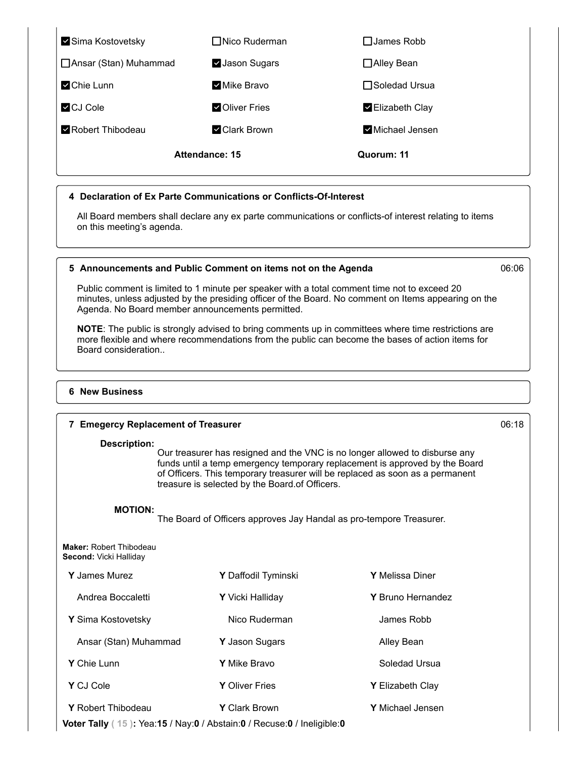| | | |
|---|---|---|
| ☑ Sima Kostovetsky | ☐ Nico Ruderman | ☐ James Robb |
| ☐ Ansar (Stan) Muhammad | ☑ Jason Sugars | ☐ Alley Bean |
| ☑ Chie Lunn | ☑ Mike Bravo | ☐ Soledad Ursua |
| ☑ CJ Cole | ☑ Oliver Fries | ☑ Elizabeth Clay |
| ☑ Robert Thibodeau | ☑ Clark Brown | ☑ Michael Jensen |

**Attendance: 15** **Quorum: 11**

## 4 Declaration of Ex Parte Communications or Conflicts-Of-Interest

All Board members shall declare any ex parte communications or conflicts-of interest relating to items on this meeting's agenda.

## 5 Announcements and Public Comment on items not on the Agenda

06:06

Public comment is limited to 1 minute per speaker with a total comment time not to exceed 20 minutes, unless adjusted by the presiding officer of the Board. No comment on Items appearing on the Agenda. No Board member announcements permitted.

**NOTE**: The public is strongly advised to bring comments up in committees where time restrictions are more flexible and where recommendations from the public can become the bases of action items for Board consideration..

## 6 New Business

## 7 Emegercy Replacement of Treasurer

06:18

**Description:** Our treasurer has resigned and the VNC is no longer allowed to disburse any funds until a temp emergency temporary replacement is approved by the Board of Officers. This temporary treasurer will be replaced as soon as a permanent treasure is selected by the Board.of Officers.

**MOTION:** The Board of Officers approves Jay Handal as pro-tempore Treasurer.

**Maker:** Robert Thibodeau
**Second:** Vicki Halliday

| | | |
|---|---|---|
| **Y** James Murez | **Y** Daffodil Tyminski | **Y** Melissa Diner |
| Andrea Boccaletti | **Y** Vicki Halliday | **Y** Bruno Hernandez |
| **Y** Sima Kostovetsky | Nico Ruderman | James Robb |
| Ansar (Stan) Muhammad | **Y** Jason Sugars | Alley Bean |
| **Y** Chie Lunn | **Y** Mike Bravo | Soledad Ursua |
| **Y** CJ Cole | **Y** Oliver Fries | **Y** Elizabeth Clay |
| **Y** Robert Thibodeau | **Y** Clark Brown | **Y** Michael Jensen |

**Voter Tally ( 15 ):** Yea:**15** / Nay:**0** / Abstain:**0** / Recuse:**0** / Ineligible:**0**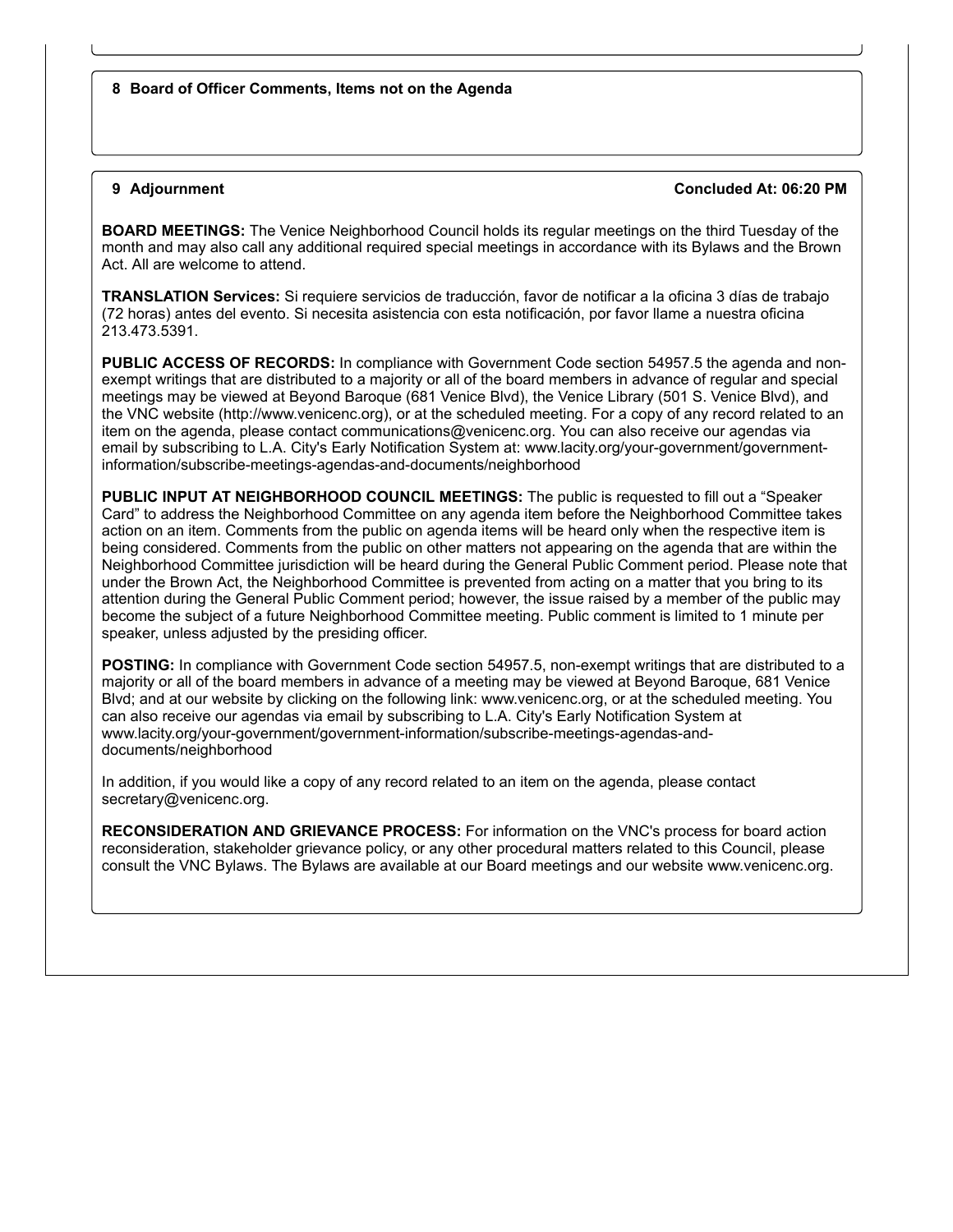**8 Board of Officer Comments, Items not on the Agenda**

**9 Adjournment** **Concluded At: 06:20 PM**

**BOARD MEETINGS:** The Venice Neighborhood Council holds its regular meetings on the third Tuesday of the month and may also call any additional required special meetings in accordance with its Bylaws and the Brown Act. All are welcome to attend.

**TRANSLATION Services:** Si requiere servicios de traducción, favor de notificar a la oficina 3 días de trabajo (72 horas) antes del evento. Si necesita asistencia con esta notificación, por favor llame a nuestra oficina 213.473.5391.

**PUBLIC ACCESS OF RECORDS:** In compliance with Government Code section 54957.5 the agenda and non-exempt writings that are distributed to a majority or all of the board members in advance of regular and special meetings may be viewed at Beyond Baroque (681 Venice Blvd), the Venice Library (501 S. Venice Blvd), and the VNC website (http://www.venicenc.org), or at the scheduled meeting. For a copy of any record related to an item on the agenda, please contact communications@venicenc.org. You can also receive our agendas via email by subscribing to L.A. City's Early Notification System at: www.lacity.org/your-government/government-information/subscribe-meetings-agendas-and-documents/neighborhood

**PUBLIC INPUT AT NEIGHBORHOOD COUNCIL MEETINGS:** The public is requested to fill out a "Speaker Card" to address the Neighborhood Committee on any agenda item before the Neighborhood Committee takes action on an item. Comments from the public on agenda items will be heard only when the respective item is being considered. Comments from the public on other matters not appearing on the agenda that are within the Neighborhood Committee jurisdiction will be heard during the General Public Comment period. Please note that under the Brown Act, the Neighborhood Committee is prevented from acting on a matter that you bring to its attention during the General Public Comment period; however, the issue raised by a member of the public may become the subject of a future Neighborhood Committee meeting. Public comment is limited to 1 minute per speaker, unless adjusted by the presiding officer.

**POSTING:** In compliance with Government Code section 54957.5, non-exempt writings that are distributed to a majority or all of the board members in advance of a meeting may be viewed at Beyond Baroque, 681 Venice Blvd; and at our website by clicking on the following link: www.venicenc.org, or at the scheduled meeting. You can also receive our agendas via email by subscribing to L.A. City's Early Notification System at www.lacity.org/your-government/government-information/subscribe-meetings-agendas-and-documents/neighborhood

In addition, if you would like a copy of any record related to an item on the agenda, please contact secretary@venicenc.org.

**RECONSIDERATION AND GRIEVANCE PROCESS:** For information on the VNC's process for board action reconsideration, stakeholder grievance policy, or any other procedural matters related to this Council, please consult the VNC Bylaws. The Bylaws are available at our Board meetings and our website www.venicenc.org.